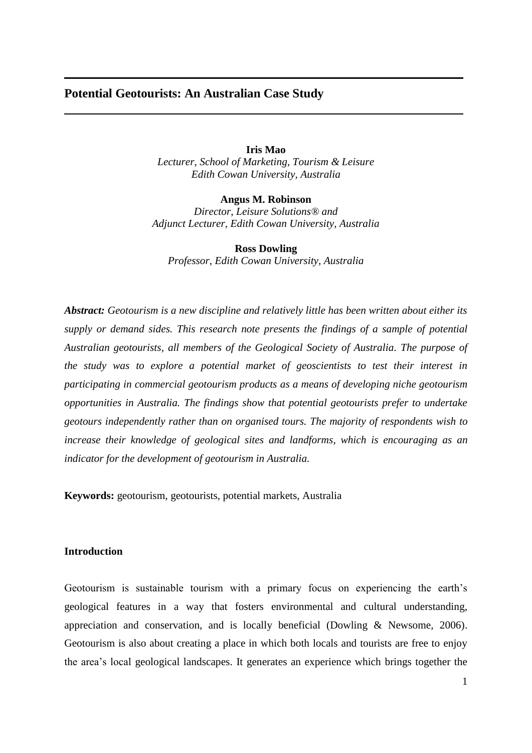# Potential Geotourists: An Australian Case Study

**Iris Mao**
*Lecturer, School of Marketing, Tourism & Leisure*
*Edith Cowan University, Australia*

**Angus M. Robinson**
*Director, Leisure Solutions® and*
*Adjunct Lecturer, Edith Cowan University, Australia*

**Ross Dowling**
*Professor, Edith Cowan University, Australia*

***Abstract:*** *Geotourism is a new discipline and relatively little has been written about either its supply or demand sides. This research note presents the findings of a sample of potential Australian geotourists, all members of the Geological Society of Australia. The purpose of the study was to explore a potential market of geoscientists to test their interest in participating in commercial geotourism products as a means of developing niche geotourism opportunities in Australia. The findings show that potential geotourists prefer to undertake geotours independently rather than on organised tours. The majority of respondents wish to increase their knowledge of geological sites and landforms, which is encouraging as an indicator for the development of geotourism in Australia.*

**Keywords:** geotourism, geotourists, potential markets, Australia

## Introduction

Geotourism is sustainable tourism with a primary focus on experiencing the earth's geological features in a way that fosters environmental and cultural understanding, appreciation and conservation, and is locally beneficial (Dowling & Newsome, 2006). Geotourism is also about creating a place in which both locals and tourists are free to enjoy the area's local geological landscapes. It generates an experience which brings together the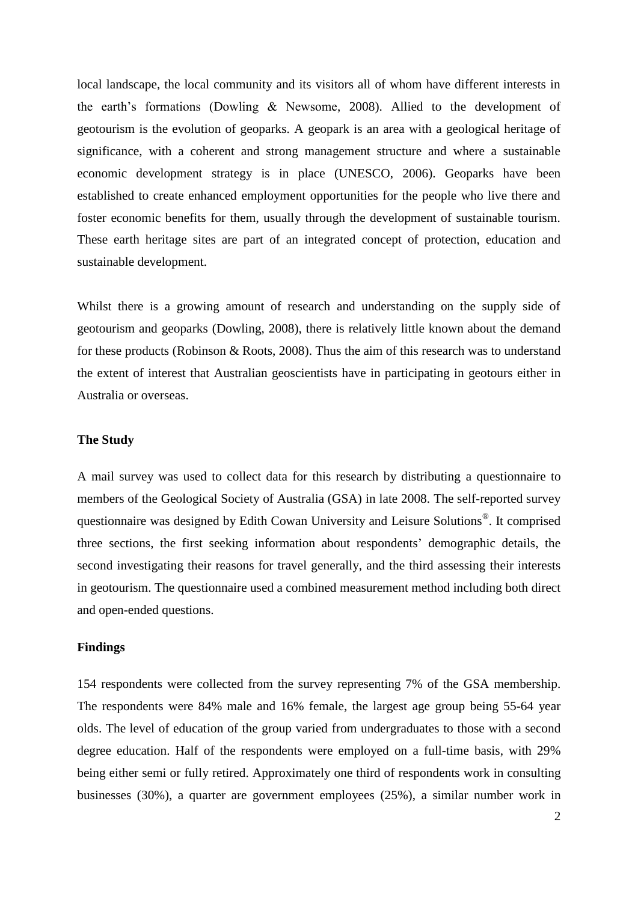local landscape, the local community and its visitors all of whom have different interests in the earth's formations (Dowling & Newsome, 2008). Allied to the development of geotourism is the evolution of geoparks. A geopark is an area with a geological heritage of significance, with a coherent and strong management structure and where a sustainable economic development strategy is in place (UNESCO, 2006). Geoparks have been established to create enhanced employment opportunities for the people who live there and foster economic benefits for them, usually through the development of sustainable tourism. These earth heritage sites are part of an integrated concept of protection, education and sustainable development.

Whilst there is a growing amount of research and understanding on the supply side of geotourism and geoparks (Dowling, 2008), there is relatively little known about the demand for these products (Robinson & Roots, 2008). Thus the aim of this research was to understand the extent of interest that Australian geoscientists have in participating in geotours either in Australia or overseas.

## The Study

A mail survey was used to collect data for this research by distributing a questionnaire to members of the Geological Society of Australia (GSA) in late 2008. The self-reported survey questionnaire was designed by Edith Cowan University and Leisure Solutions®. It comprised three sections, the first seeking information about respondents' demographic details, the second investigating their reasons for travel generally, and the third assessing their interests in geotourism. The questionnaire used a combined measurement method including both direct and open-ended questions.

## Findings

154 respondents were collected from the survey representing 7% of the GSA membership. The respondents were 84% male and 16% female, the largest age group being 55-64 year olds. The level of education of the group varied from undergraduates to those with a second degree education. Half of the respondents were employed on a full-time basis, with 29% being either semi or fully retired. Approximately one third of respondents work in consulting businesses (30%), a quarter are government employees (25%), a similar number work in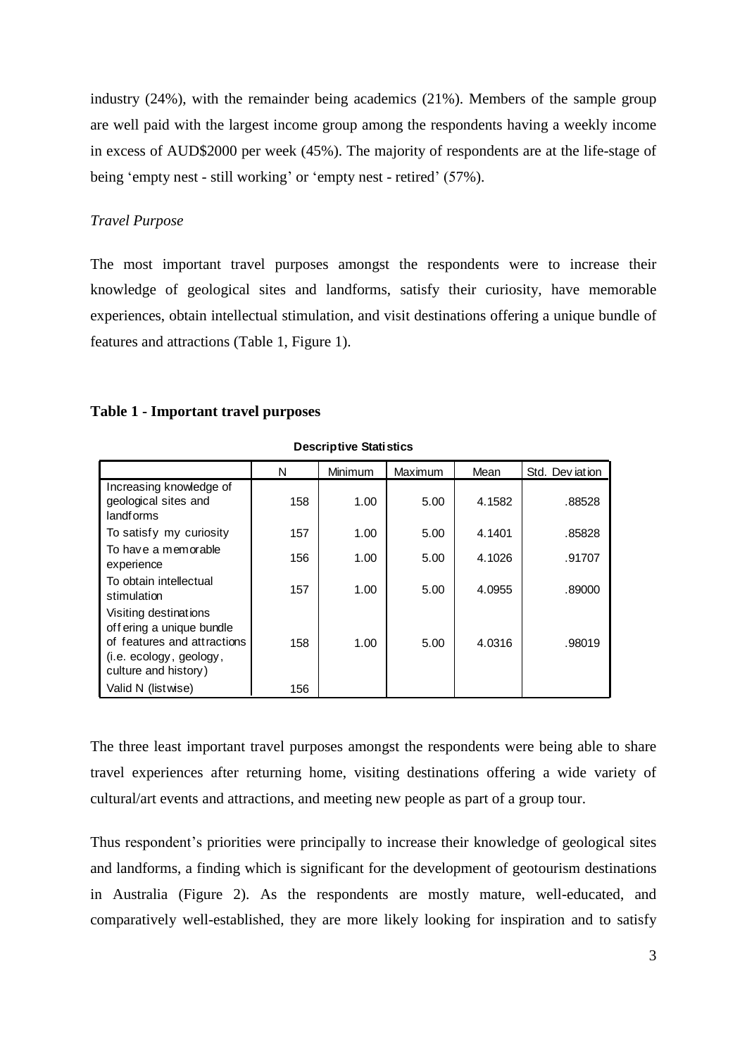industry (24%), with the remainder being academics (21%). Members of the sample group are well paid with the largest income group among the respondents having a weekly income in excess of AUD$2000 per week (45%). The majority of respondents are at the life-stage of being 'empty nest - still working' or 'empty nest - retired' (57%).

*Travel Purpose*

The most important travel purposes amongst the respondents were to increase their knowledge of geological sites and landforms, satisfy their curiosity, have memorable experiences, obtain intellectual stimulation, and visit destinations offering a unique bundle of features and attractions (Table 1, Figure 1).

**Table 1 - Important travel purposes**

**Descriptive Statistics**

| | N | Minimum | Maximum | Mean | Std. Deviation |
|---|---|---|---|---|---|
| Increasing knowledge of geological sites and landforms | 158 | 1.00 | 5.00 | 4.1582 | .88528 |
| To satisfy my curiosity | 157 | 1.00 | 5.00 | 4.1401 | .85828 |
| To have a memorable experience | 156 | 1.00 | 5.00 | 4.1026 | .91707 |
| To obtain intellectual stimulation | 157 | 1.00 | 5.00 | 4.0955 | .89000 |
| Visiting destinations offering a unique bundle of features and attractions (i.e. ecology, geology, culture and history) | 158 | 1.00 | 5.00 | 4.0316 | .98019 |
| Valid N (listwise) | 156 | | | | |

The three least important travel purposes amongst the respondents were being able to share travel experiences after returning home, visiting destinations offering a wide variety of cultural/art events and attractions, and meeting new people as part of a group tour.

Thus respondent's priorities were principally to increase their knowledge of geological sites and landforms, a finding which is significant for the development of geotourism destinations in Australia (Figure 2). As the respondents are mostly mature, well-educated, and comparatively well-established, they are more likely looking for inspiration and to satisfy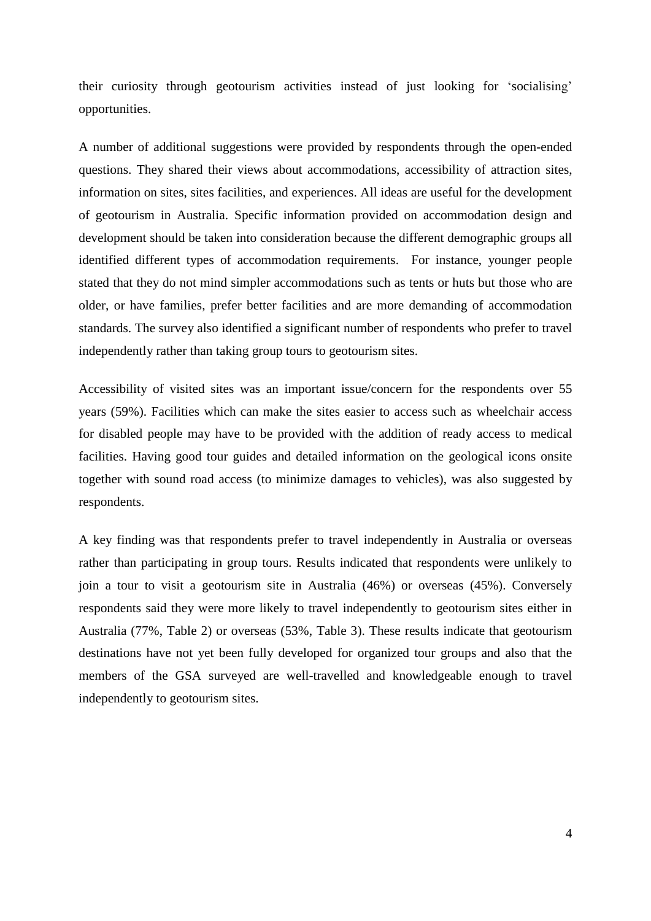their curiosity through geotourism activities instead of just looking for 'socialising' opportunities.

A number of additional suggestions were provided by respondents through the open-ended questions. They shared their views about accommodations, accessibility of attraction sites, information on sites, sites facilities, and experiences. All ideas are useful for the development of geotourism in Australia. Specific information provided on accommodation design and development should be taken into consideration because the different demographic groups all identified different types of accommodation requirements. For instance, younger people stated that they do not mind simpler accommodations such as tents or huts but those who are older, or have families, prefer better facilities and are more demanding of accommodation standards. The survey also identified a significant number of respondents who prefer to travel independently rather than taking group tours to geotourism sites.

Accessibility of visited sites was an important issue/concern for the respondents over 55 years (59%). Facilities which can make the sites easier to access such as wheelchair access for disabled people may have to be provided with the addition of ready access to medical facilities. Having good tour guides and detailed information on the geological icons onsite together with sound road access (to minimize damages to vehicles), was also suggested by respondents.

A key finding was that respondents prefer to travel independently in Australia or overseas rather than participating in group tours. Results indicated that respondents were unlikely to join a tour to visit a geotourism site in Australia (46%) or overseas (45%). Conversely respondents said they were more likely to travel independently to geotourism sites either in Australia (77%, Table 2) or overseas (53%, Table 3). These results indicate that geotourism destinations have not yet been fully developed for organized tour groups and also that the members of the GSA surveyed are well-travelled and knowledgeable enough to travel independently to geotourism sites.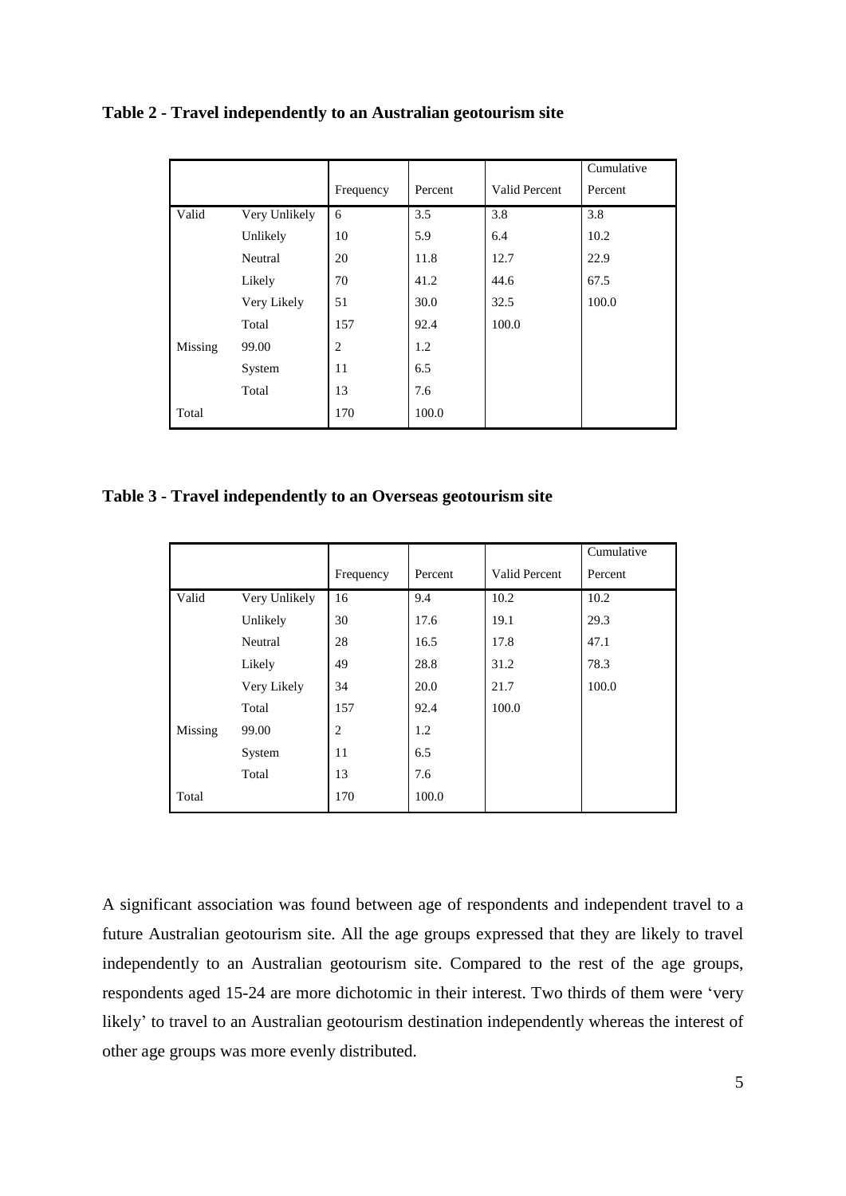**Table 2 - Travel independently to an Australian geotourism site**

| | | Frequency | Percent | Valid Percent | Cumulative Percent |
|---|---|---|---|---|---|
| Valid | Very Unlikely | 6 | 3.5 | 3.8 | 3.8 |
| | Unlikely | 10 | 5.9 | 6.4 | 10.2 |
| | Neutral | 20 | 11.8 | 12.7 | 22.9 |
| | Likely | 70 | 41.2 | 44.6 | 67.5 |
| | Very Likely | 51 | 30.0 | 32.5 | 100.0 |
| | Total | 157 | 92.4 | 100.0 | |
| Missing | 99.00 | 2 | 1.2 | | |
| | System | 11 | 6.5 | | |
| | Total | 13 | 7.6 | | |
| Total | | 170 | 100.0 | | |

**Table 3 - Travel independently to an Overseas geotourism site**

| | | Frequency | Percent | Valid Percent | Cumulative Percent |
|---|---|---|---|---|---|
| Valid | Very Unlikely | 16 | 9.4 | 10.2 | 10.2 |
| | Unlikely | 30 | 17.6 | 19.1 | 29.3 |
| | Neutral | 28 | 16.5 | 17.8 | 47.1 |
| | Likely | 49 | 28.8 | 31.2 | 78.3 |
| | Very Likely | 34 | 20.0 | 21.7 | 100.0 |
| | Total | 157 | 92.4 | 100.0 | |
| Missing | 99.00 | 2 | 1.2 | | |
| | System | 11 | 6.5 | | |
| | Total | 13 | 7.6 | | |
| Total | | 170 | 100.0 | | |

A significant association was found between age of respondents and independent travel to a future Australian geotourism site. All the age groups expressed that they are likely to travel independently to an Australian geotourism site. Compared to the rest of the age groups, respondents aged 15-24 are more dichotomic in their interest. Two thirds of them were 'very likely' to travel to an Australian geotourism destination independently whereas the interest of other age groups was more evenly distributed.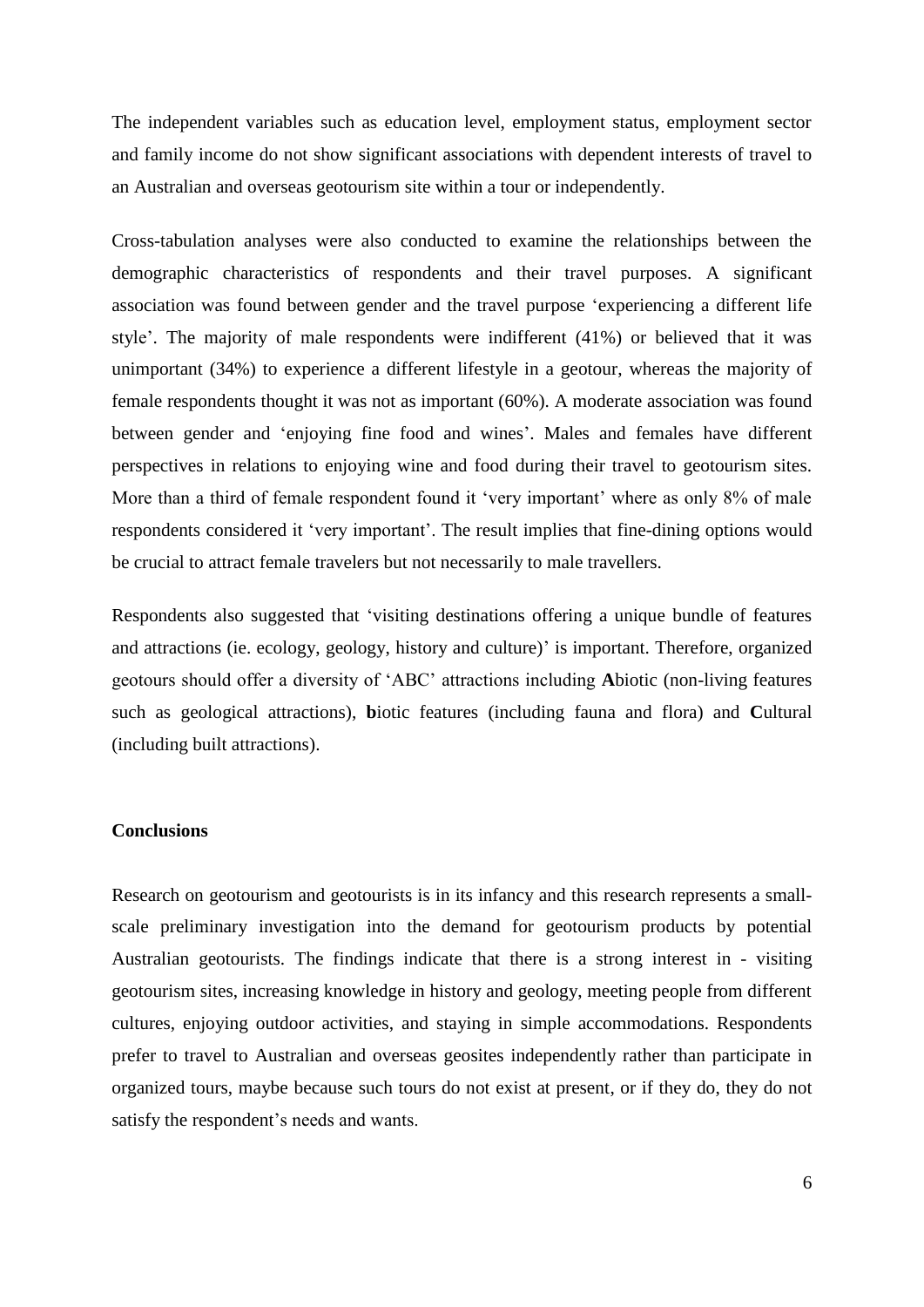The independent variables such as education level, employment status, employment sector and family income do not show significant associations with dependent interests of travel to an Australian and overseas geotourism site within a tour or independently.

Cross-tabulation analyses were also conducted to examine the relationships between the demographic characteristics of respondents and their travel purposes. A significant association was found between gender and the travel purpose 'experiencing a different life style'. The majority of male respondents were indifferent (41%) or believed that it was unimportant (34%) to experience a different lifestyle in a geotour, whereas the majority of female respondents thought it was not as important (60%). A moderate association was found between gender and 'enjoying fine food and wines'. Males and females have different perspectives in relations to enjoying wine and food during their travel to geotourism sites. More than a third of female respondent found it 'very important' where as only 8% of male respondents considered it 'very important'. The result implies that fine-dining options would be crucial to attract female travelers but not necessarily to male travellers.

Respondents also suggested that 'visiting destinations offering a unique bundle of features and attractions (ie. ecology, geology, history and culture)' is important. Therefore, organized geotours should offer a diversity of 'ABC' attractions including **A**biotic (non-living features such as geological attractions), **b**iotic features (including fauna and flora) and **C**ultural (including built attractions).

## Conclusions

Research on geotourism and geotourists is in its infancy and this research represents a small-scale preliminary investigation into the demand for geotourism products by potential Australian geotourists. The findings indicate that there is a strong interest in - visiting geotourism sites, increasing knowledge in history and geology, meeting people from different cultures, enjoying outdoor activities, and staying in simple accommodations. Respondents prefer to travel to Australian and overseas geosites independently rather than participate in organized tours, maybe because such tours do not exist at present, or if they do, they do not satisfy the respondent's needs and wants.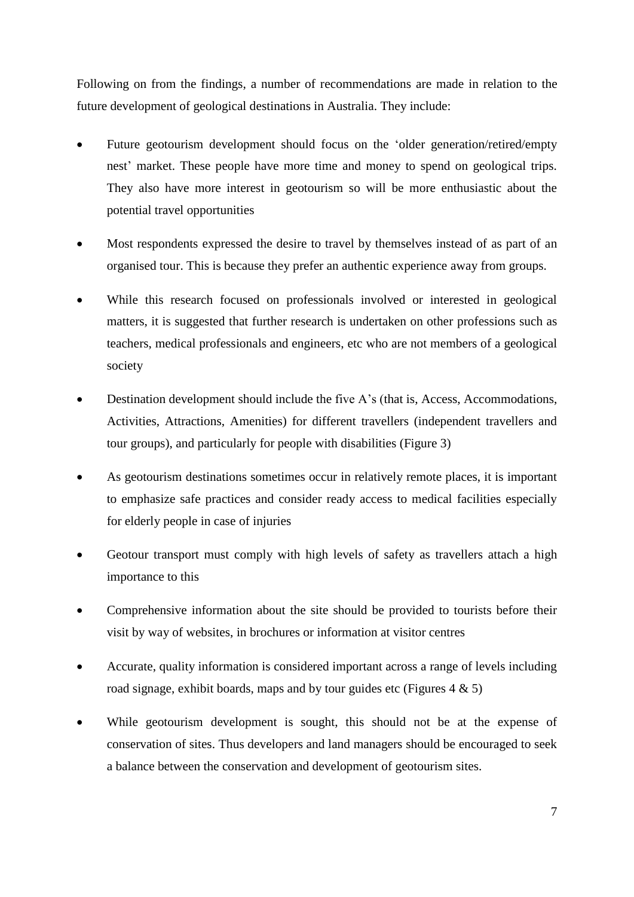Following on from the findings, a number of recommendations are made in relation to the future development of geological destinations in Australia. They include:

- Future geotourism development should focus on the 'older generation/retired/empty nest' market. These people have more time and money to spend on geological trips. They also have more interest in geotourism so will be more enthusiastic about the potential travel opportunities
- Most respondents expressed the desire to travel by themselves instead of as part of an organised tour. This is because they prefer an authentic experience away from groups.
- While this research focused on professionals involved or interested in geological matters, it is suggested that further research is undertaken on other professions such as teachers, medical professionals and engineers, etc who are not members of a geological society
- Destination development should include the five A's (that is, Access, Accommodations, Activities, Attractions, Amenities) for different travellers (independent travellers and tour groups), and particularly for people with disabilities (Figure 3)
- As geotourism destinations sometimes occur in relatively remote places, it is important to emphasize safe practices and consider ready access to medical facilities especially for elderly people in case of injuries
- Geotour transport must comply with high levels of safety as travellers attach a high importance to this
- Comprehensive information about the site should be provided to tourists before their visit by way of websites, in brochures or information at visitor centres
- Accurate, quality information is considered important across a range of levels including road signage, exhibit boards, maps and by tour guides etc (Figures 4 & 5)
- While geotourism development is sought, this should not be at the expense of conservation of sites. Thus developers and land managers should be encouraged to seek a balance between the conservation and development of geotourism sites.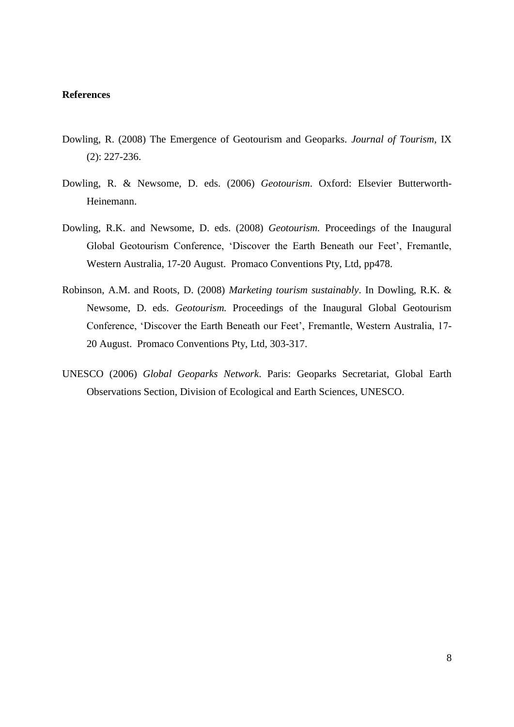**References**

Dowling, R. (2008) The Emergence of Geotourism and Geoparks. *Journal of Tourism*, IX (2): 227-236.

Dowling, R. & Newsome, D. eds. (2006) *Geotourism*. Oxford: Elsevier Butterworth-Heinemann.

Dowling, R.K. and Newsome, D. eds. (2008) *Geotourism.* Proceedings of the Inaugural Global Geotourism Conference, 'Discover the Earth Beneath our Feet', Fremantle, Western Australia, 17-20 August. Promaco Conventions Pty, Ltd, pp478.

Robinson, A.M. and Roots, D. (2008) *Marketing tourism sustainably*. In Dowling, R.K. & Newsome, D. eds. *Geotourism.* Proceedings of the Inaugural Global Geotourism Conference, 'Discover the Earth Beneath our Feet', Fremantle, Western Australia, 17-20 August. Promaco Conventions Pty, Ltd, 303-317.

UNESCO (2006) *Global Geoparks Network*. Paris: Geoparks Secretariat, Global Earth Observations Section, Division of Ecological and Earth Sciences, UNESCO.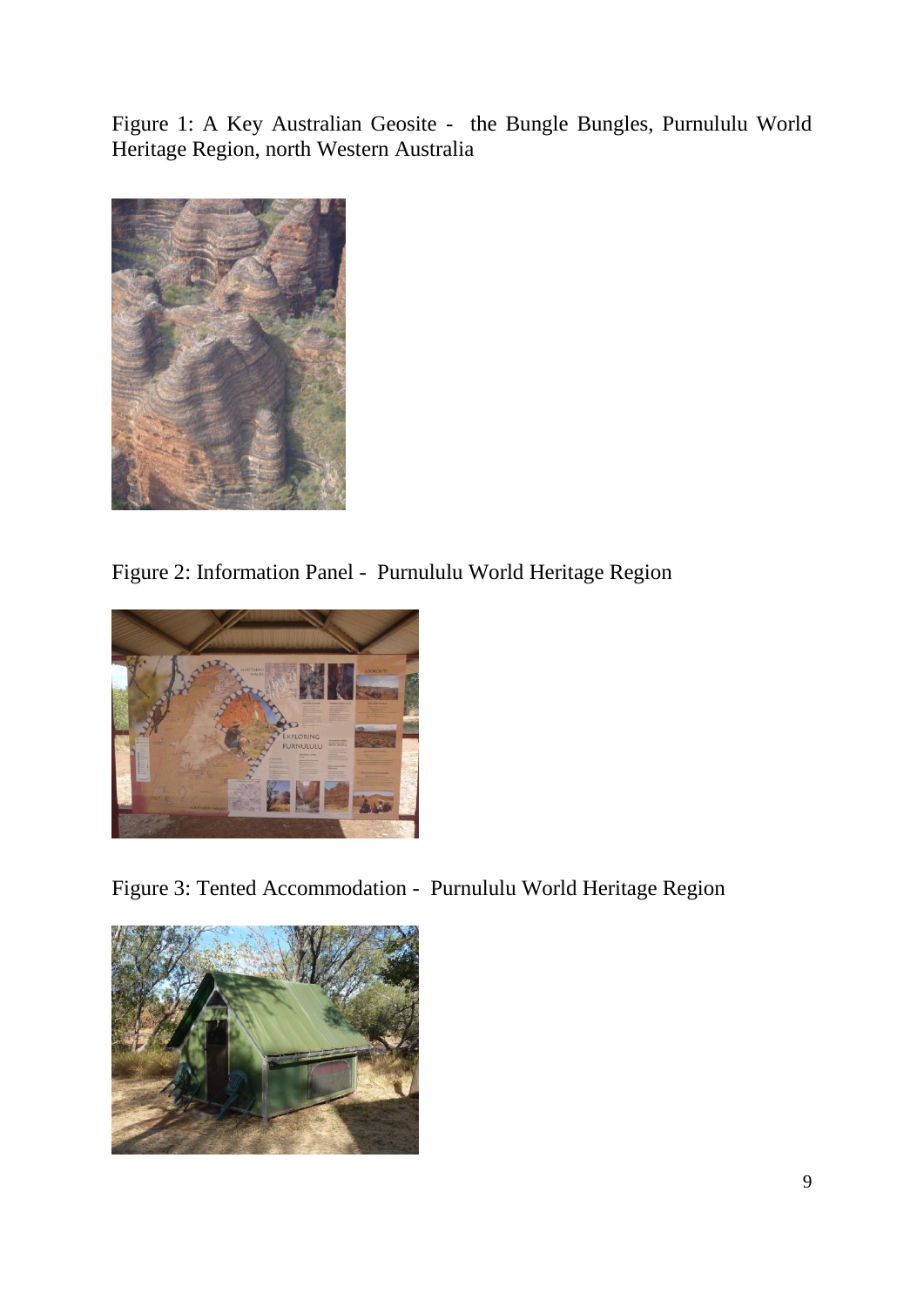Figure 1: A Key Australian Geosite - the Bungle Bungles, Purnululu World Heritage Region, north Western Australia

Figure 2: Information Panel - Purnululu World Heritage Region

Figure 3: Tented Accommodation - Purnululu World Heritage Region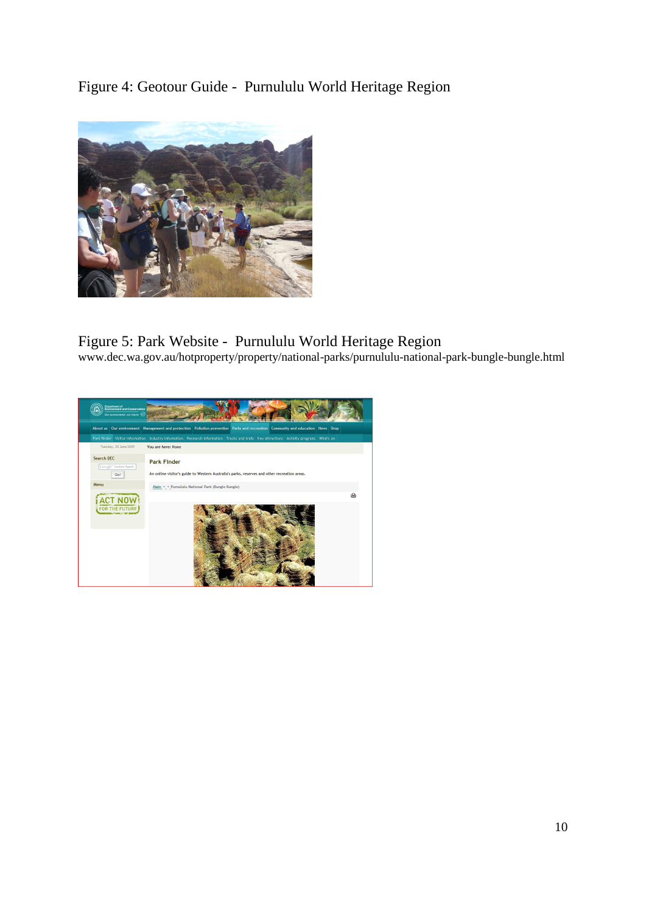Figure 4: Geotour Guide - Purnululu World Heritage Region

Figure 5: Park Website - Purnululu World Heritage Region
www.dec.wa.gov.au/hotproperty/property/national-parks/purnululu-national-park-bungle-bungle.html